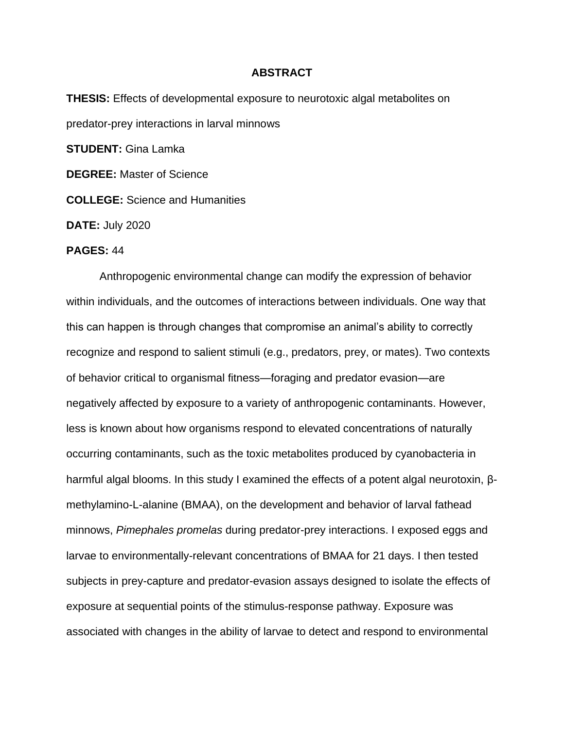# ABSTRACT

**THESIS:** Effects of developmental exposure to neurotoxic algal metabolites on predator-prey interactions in larval minnows

**STUDENT:** Gina Lamka

**DEGREE:** Master of Science

**COLLEGE:** Science and Humanities

**DATE:** July 2020

**PAGES:** 44

Anthropogenic environmental change can modify the expression of behavior within individuals, and the outcomes of interactions between individuals. One way that this can happen is through changes that compromise an animal's ability to correctly recognize and respond to salient stimuli (e.g., predators, prey, or mates). Two contexts of behavior critical to organismal fitness—foraging and predator evasion—are negatively affected by exposure to a variety of anthropogenic contaminants. However, less is known about how organisms respond to elevated concentrations of naturally occurring contaminants, such as the toxic metabolites produced by cyanobacteria in harmful algal blooms. In this study I examined the effects of a potent algal neurotoxin, β-methylamino-L-alanine (BMAA), on the development and behavior of larval fathead minnows, *Pimephales promelas* during predator-prey interactions. I exposed eggs and larvae to environmentally-relevant concentrations of BMAA for 21 days. I then tested subjects in prey-capture and predator-evasion assays designed to isolate the effects of exposure at sequential points of the stimulus-response pathway. Exposure was associated with changes in the ability of larvae to detect and respond to environmental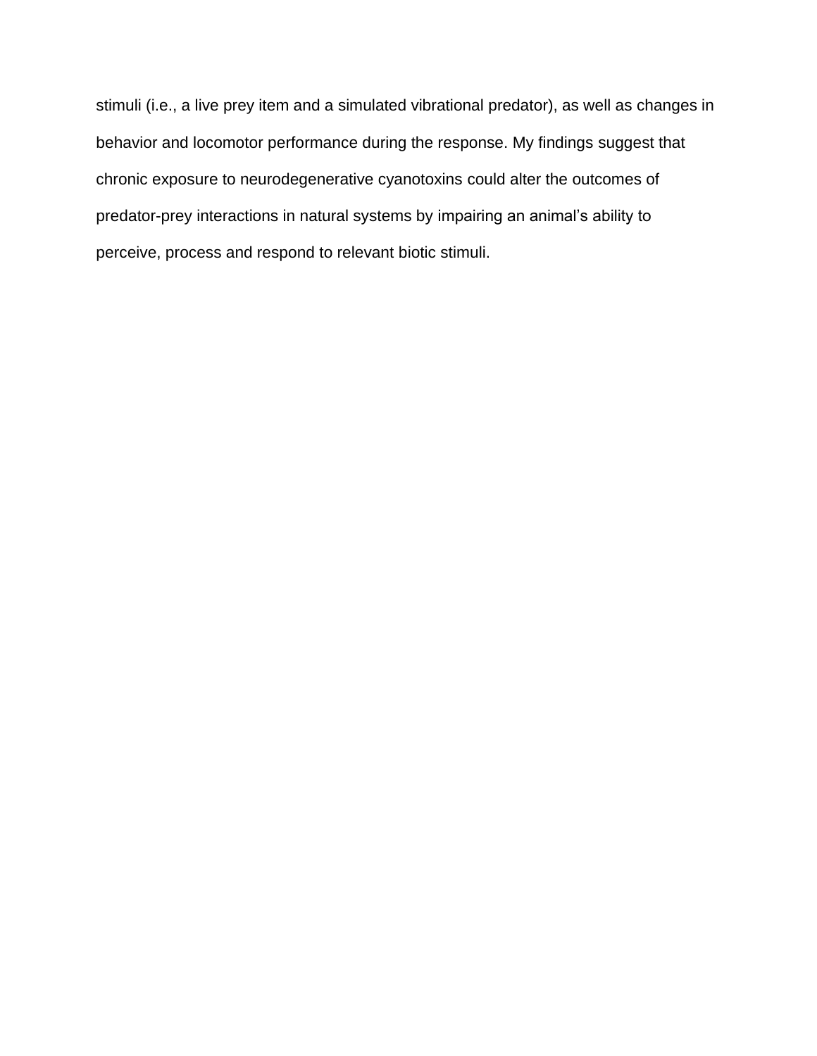stimuli (i.e., a live prey item and a simulated vibrational predator), as well as changes in behavior and locomotor performance during the response. My findings suggest that chronic exposure to neurodegenerative cyanotoxins could alter the outcomes of predator-prey interactions in natural systems by impairing an animal's ability to perceive, process and respond to relevant biotic stimuli.